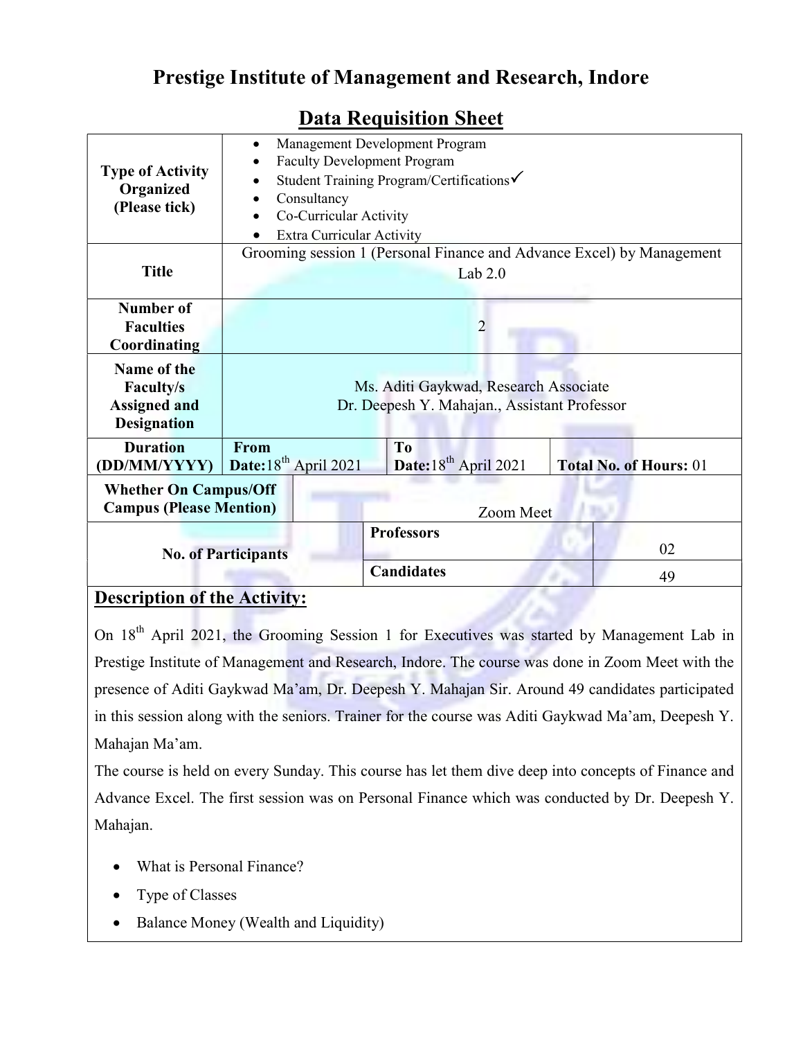# Prestige Institute of Management and Research, Indore

## Data Requisition Sheet

| | | | | |
|---|---|---|---|---|
| **Type of Activity Organized (Please tick)** | • Management Development Program<br>• Faculty Development Program<br>• Student Training Program/Certifications✓<br>• Consultancy<br>• Co-Curricular Activity<br>• Extra Curricular Activity | | | |
| **Title** | Grooming session 1 (Personal Finance and Advance Excel) by Management Lab 2.0 | | | |
| **Number of Faculties Coordinating** | 2 | | | |
| **Name of the Faculty/s Assigned and Designation** | Ms. Aditi Gaykwad, Research Associate<br>Dr. Deepesh Y. Mahajan., Assistant Professor | | | |
| **Duration (DD/MM/YYYY)** | **From Date:** 18th April 2021 | **To Date:** 18th April 2021 | **Total No. of Hours:** 01 | |
| **Whether On Campus/Off Campus (Please Mention)** | Zoom Meet | | | |
| **No. of Participants** | **Professors** | 02 | | |
| | **Candidates** | 49 | | |

## Description of the Activity:

On 18th April 2021, the Grooming Session 1 for Executives was started by Management Lab in Prestige Institute of Management and Research, Indore. The course was done in Zoom Meet with the presence of Aditi Gaykwad Ma'am, Dr. Deepesh Y. Mahajan Sir. Around 49 candidates participated in this session along with the seniors. Trainer for the course was Aditi Gaykwad Ma'am, Deepesh Y. Mahajan Ma'am.

The course is held on every Sunday. This course has let them dive deep into concepts of Finance and Advance Excel. The first session was on Personal Finance which was conducted by Dr. Deepesh Y. Mahajan.

- What is Personal Finance?
- Type of Classes
- Balance Money (Wealth and Liquidity)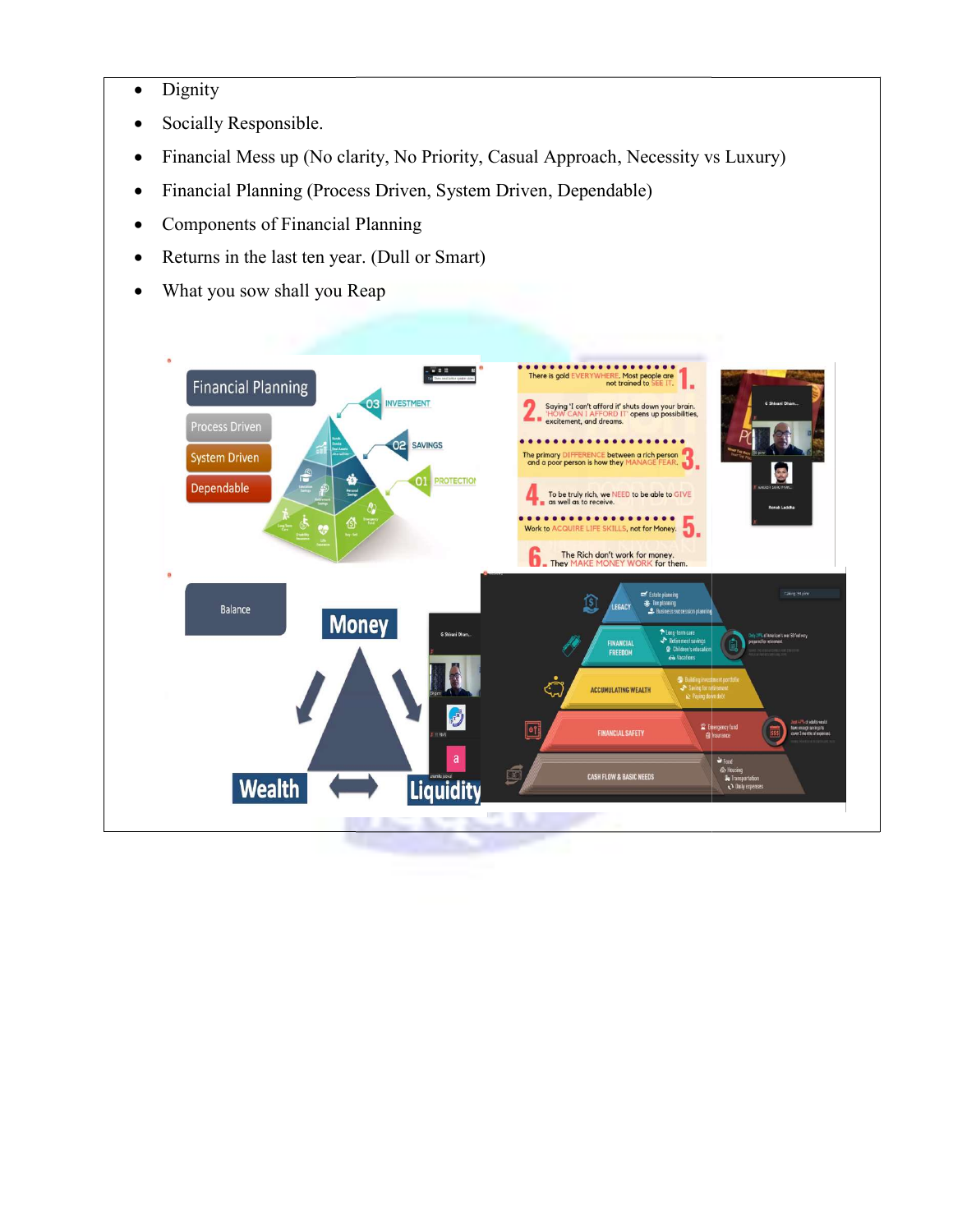- Dignity
- Socially Responsible.
- Financial Mess up (No clarity, No Priority, Casual Approach, Necessity vs Luxury)
- Financial Planning (Process Driven, System Driven, Dependable)
- Components of Financial Planning
- Returns in the last ten year. (Dull or Smart)
- What you sow shall you Reap